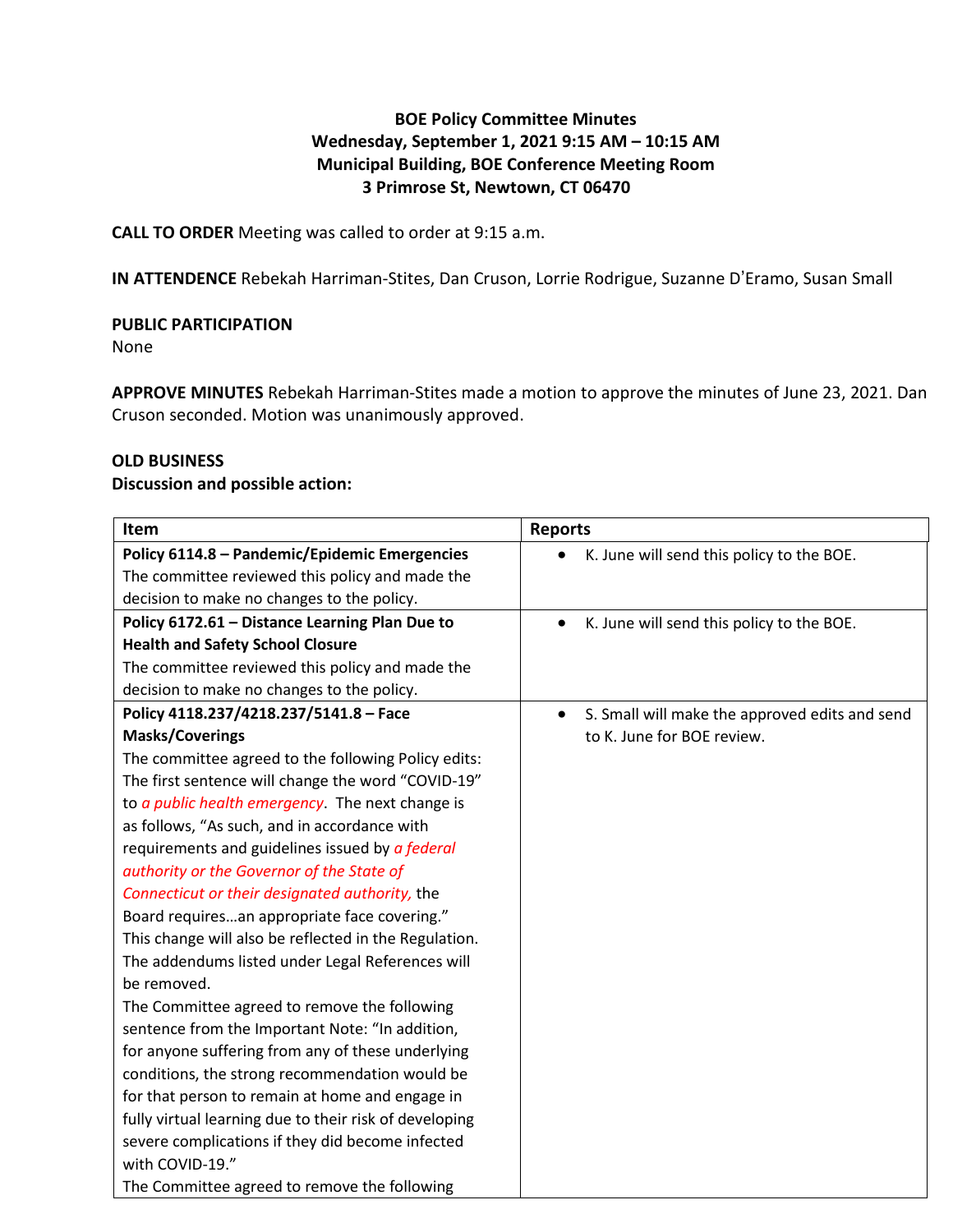**BOE Policy Committee Minutes**
**Wednesday, September 1, 2021 9:15 AM – 10:15 AM**
**Municipal Building, BOE Conference Meeting Room**
**3 Primrose St, Newtown, CT 06470**

**CALL TO ORDER** Meeting was called to order at 9:15 a.m.

**IN ATTENDENCE** Rebekah Harriman-Stites, Dan Cruson, Lorrie Rodrigue, Suzanne D'Eramo, Susan Small

**PUBLIC PARTICIPATION**
None

**APPROVE MINUTES** Rebekah Harriman-Stites made a motion to approve the minutes of June 23, 2021. Dan Cruson seconded. Motion was unanimously approved.

**OLD BUSINESS**
**Discussion and possible action:**

| Item | Reports |
|---|---|
| **Policy 6114.8 – Pandemic/Epidemic Emergencies** The committee reviewed this policy and made the decision to make no changes to the policy. | • K. June will send this policy to the BOE. |
| **Policy 6172.61 – Distance Learning Plan Due to Health and Safety School Closure** The committee reviewed this policy and made the decision to make no changes to the policy. | • K. June will send this policy to the BOE. |
| **Policy 4118.237/4218.237/5141.8 – Face Masks/Coverings** The committee agreed to the following Policy edits: The first sentence will change the word "COVID-19" to *a public health emergency*. The next change is as follows, "As such, and in accordance with requirements and guidelines issued by *a federal authority or the Governor of the State of Connecticut or their designated authority,* the Board requires…an appropriate face covering." This change will also be reflected in the Regulation. The addendums listed under Legal References will be removed. The Committee agreed to remove the following sentence from the Important Note: "In addition, for anyone suffering from any of these underlying conditions, the strong recommendation would be for that person to remain at home and engage in fully virtual learning due to their risk of developing severe complications if they did become infected with COVID-19." The Committee agreed to remove the following | • S. Small will make the approved edits and send to K. June for BOE review. |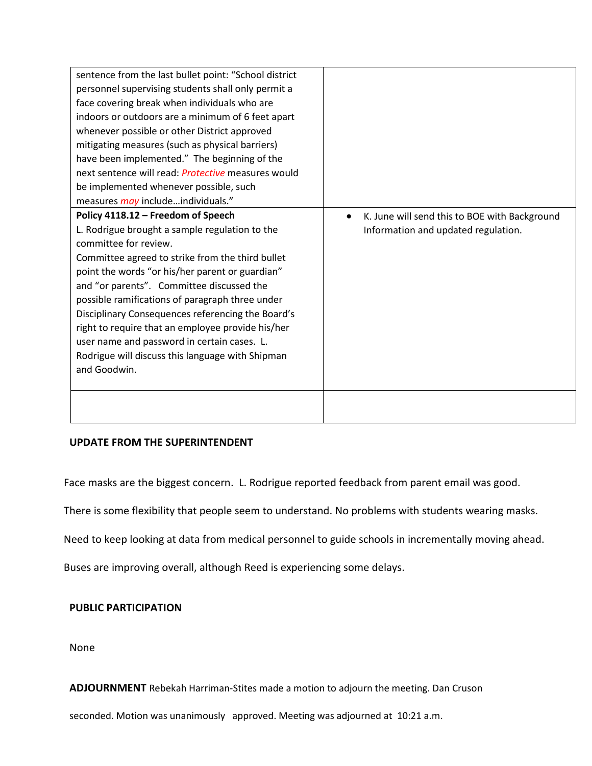| | |
|---|---|
| sentence from the last bullet point: "School district personnel supervising students shall only permit a face covering break when individuals who are indoors or outdoors are a minimum of 6 feet apart whenever possible or other District approved mitigating measures (such as physical barriers) have been implemented." The beginning of the next sentence will read: *Protective* measures would be implemented whenever possible, such measures *may* include…individuals." | |
| **Policy 4118.12 – Freedom of Speech**<br>L. Rodrigue brought a sample regulation to the committee for review.<br>Committee agreed to strike from the third bullet point the words "or his/her parent or guardian" and "or parents". Committee discussed the possible ramifications of paragraph three under Disciplinary Consequences referencing the Board's right to require that an employee provide his/her user name and password in certain cases. L. Rodrigue will discuss this language with Shipman and Goodwin. | • K. June will send this to BOE with Background Information and updated regulation. |
| | |

**UPDATE FROM THE SUPERINTENDENT**

Face masks are the biggest concern. L. Rodrigue reported feedback from parent email was good.

There is some flexibility that people seem to understand. No problems with students wearing masks.

Need to keep looking at data from medical personnel to guide schools in incrementally moving ahead.

Buses are improving overall, although Reed is experiencing some delays.

**PUBLIC PARTICIPATION**

None

**ADJOURNMENT** Rebekah Harriman-Stites made a motion to adjourn the meeting. Dan Cruson seconded. Motion was unanimously approved. Meeting was adjourned at 10:21 a.m.